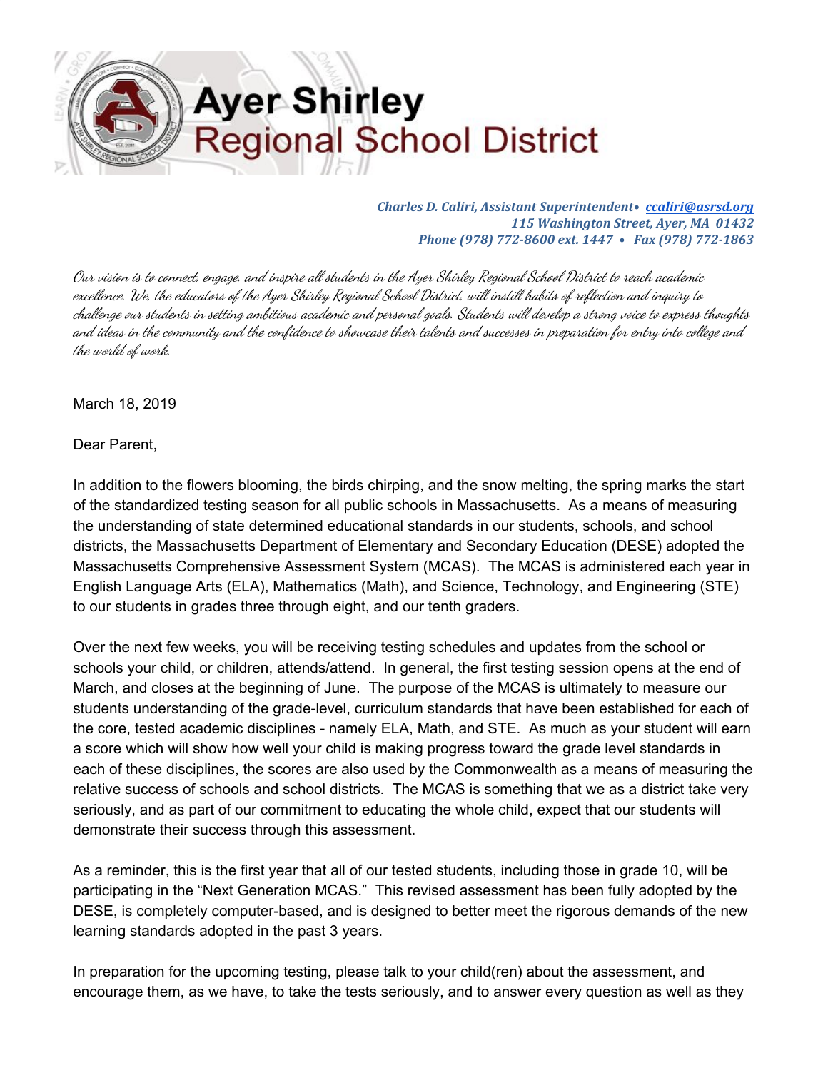# Ayer Shirley Regional School District

***Charles D. Caliri, Assistant Superintendent• ccaliri@asrsd.org***
***115 Washington Street, Ayer, MA 01432***
***Phone (978) 772-8600 ext. 1447 • Fax (978) 772-1863***

*Our vision is to connect, engage, and inspire all students in the Ayer Shirley Regional School District to reach academic excellence. We, the educators of the Ayer Shirley Regional School District, will instill habits of reflection and inquiry to challenge our students in setting ambitious academic and personal goals. Students will develop a strong voice to express thoughts and ideas in the community and the confidence to showcase their talents and successes in preparation for entry into college and the world of work.*

March 18, 2019

Dear Parent,

In addition to the flowers blooming, the birds chirping, and the snow melting, the spring marks the start of the standardized testing season for all public schools in Massachusetts. As a means of measuring the understanding of state determined educational standards in our students, schools, and school districts, the Massachusetts Department of Elementary and Secondary Education (DESE) adopted the Massachusetts Comprehensive Assessment System (MCAS). The MCAS is administered each year in English Language Arts (ELA), Mathematics (Math), and Science, Technology, and Engineering (STE) to our students in grades three through eight, and our tenth graders.

Over the next few weeks, you will be receiving testing schedules and updates from the school or schools your child, or children, attends/attend. In general, the first testing session opens at the end of March, and closes at the beginning of June. The purpose of the MCAS is ultimately to measure our students understanding of the grade-level, curriculum standards that have been established for each of the core, tested academic disciplines - namely ELA, Math, and STE. As much as your student will earn a score which will show how well your child is making progress toward the grade level standards in each of these disciplines, the scores are also used by the Commonwealth as a means of measuring the relative success of schools and school districts. The MCAS is something that we as a district take very seriously, and as part of our commitment to educating the whole child, expect that our students will demonstrate their success through this assessment.

As a reminder, this is the first year that all of our tested students, including those in grade 10, will be participating in the "Next Generation MCAS." This revised assessment has been fully adopted by the DESE, is completely computer-based, and is designed to better meet the rigorous demands of the new learning standards adopted in the past 3 years.

In preparation for the upcoming testing, please talk to your child(ren) about the assessment, and encourage them, as we have, to take the tests seriously, and to answer every question as well as they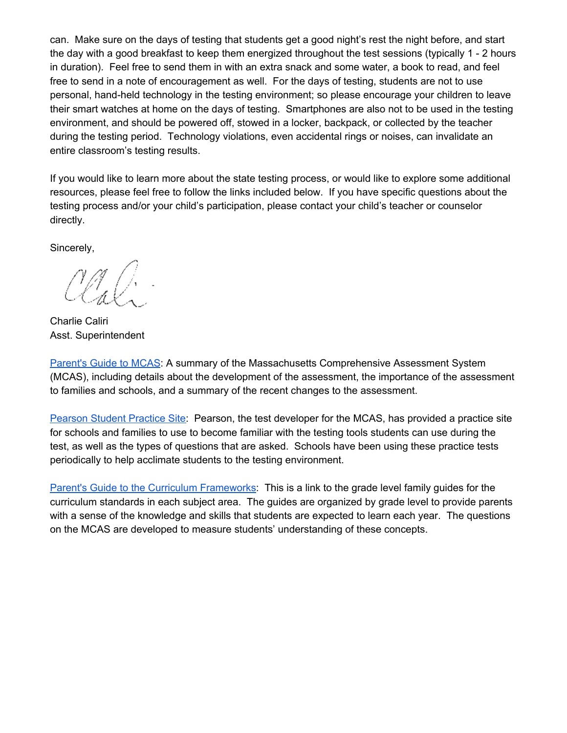can. Make sure on the days of testing that students get a good night's rest the night before, and start the day with a good breakfast to keep them energized throughout the test sessions (typically 1 - 2 hours in duration). Feel free to send them in with an extra snack and some water, a book to read, and feel free to send in a note of encouragement as well. For the days of testing, students are not to use personal, hand-held technology in the testing environment; so please encourage your children to leave their smart watches at home on the days of testing. Smartphones are also not to be used in the testing environment, and should be powered off, stowed in a locker, backpack, or collected by the teacher during the testing period. Technology violations, even accidental rings or noises, can invalidate an entire classroom's testing results.

If you would like to learn more about the state testing process, or would like to explore some additional resources, please feel free to follow the links included below. If you have specific questions about the testing process and/or your child's participation, please contact your child's teacher or counselor directly.

Sincerely,

Charlie Caliri
Asst. Superintendent

Parent's Guide to MCAS: A summary of the Massachusetts Comprehensive Assessment System (MCAS), including details about the development of the assessment, the importance of the assessment to families and schools, and a summary of the recent changes to the assessment.

Pearson Student Practice Site: Pearson, the test developer for the MCAS, has provided a practice site for schools and families to use to become familiar with the testing tools students can use during the test, as well as the types of questions that are asked. Schools have been using these practice tests periodically to help acclimate students to the testing environment.

Parent's Guide to the Curriculum Frameworks: This is a link to the grade level family guides for the curriculum standards in each subject area. The guides are organized by grade level to provide parents with a sense of the knowledge and skills that students are expected to learn each year. The questions on the MCAS are developed to measure students' understanding of these concepts.